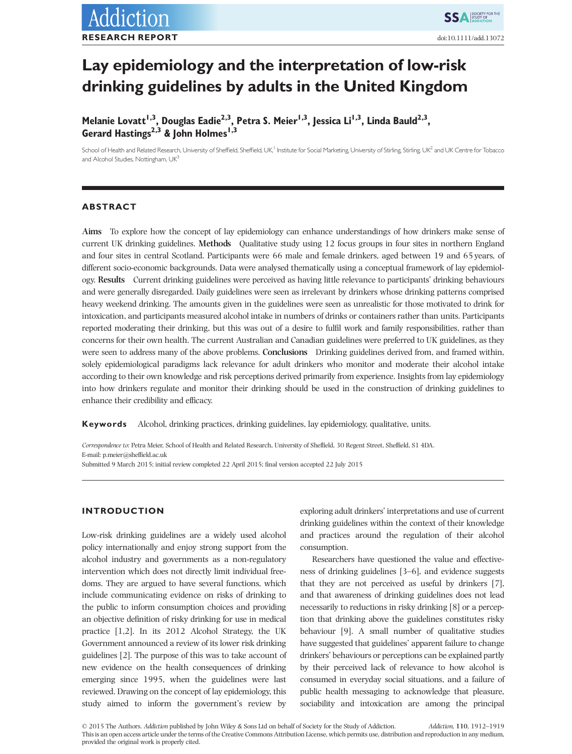RESEARCH REPORT

# Lay epidemiology and the interpretation of low-risk drinking guidelines by adults in the United Kingdom

**Melanie Lovatt[1,3], Douglas Eadie[2,3], Petra S. Meier[1,3], Jessica Li[1,3], Linda Bauld[2,3], Gerard Hastings[2,3] & John Holmes[1,3]**

School of Health and Related Research, University of Sheffield, Sheffield, UK,[1] Institute for Social Marketing, University of Stirling, Stirling, UK[2] and UK Centre for Tobacco and Alcohol Studies, Nottingham, UK[3]

## ABSTRACT

**Aims** To explore how the concept of lay epidemiology can enhance understandings of how drinkers make sense of current UK drinking guidelines. **Methods** Qualitative study using 12 focus groups in four sites in northern England and four sites in central Scotland. Participants were 66 male and female drinkers, aged between 19 and 65 years, of different socio-economic backgrounds. Data were analysed thematically using a conceptual framework of lay epidemiology. **Results** Current drinking guidelines were perceived as having little relevance to participants' drinking behaviours and were generally disregarded. Daily guidelines were seen as irrelevant by drinkers whose drinking patterns comprised heavy weekend drinking. The amounts given in the guidelines were seen as unrealistic for those motivated to drink for intoxication, and participants measured alcohol intake in numbers of drinks or containers rather than units. Participants reported moderating their drinking, but this was out of a desire to fulfil work and family responsibilities, rather than concerns for their own health. The current Australian and Canadian guidelines were preferred to UK guidelines, as they were seen to address many of the above problems. **Conclusions** Drinking guidelines derived from, and framed within, solely epidemiological paradigms lack relevance for adult drinkers who monitor and moderate their alcohol intake according to their own knowledge and risk perceptions derived primarily from experience. Insights from lay epidemiology into how drinkers regulate and monitor their drinking should be used in the construction of drinking guidelines to enhance their credibility and efficacy.

**Keywords** Alcohol, drinking practices, drinking guidelines, lay epidemiology, qualitative, units.

*Correspondence to:* Petra Meier, School of Health and Related Research, University of Sheffield, 30 Regent Street, Sheffield, S1 4DA.
E-mail: p.meier@sheffield.ac.uk
Submitted 9 March 2015; initial review completed 22 April 2015; final version accepted 22 July 2015

## INTRODUCTION

Low-risk drinking guidelines are a widely used alcohol policy internationally and enjoy strong support from the alcohol industry and governments as a non-regulatory intervention which does not directly limit individual freedoms. They are argued to have several functions, which include communicating evidence on risks of drinking to the public to inform consumption choices and providing an objective definition of risky drinking for use in medical practice [1,2]. In its 2012 Alcohol Strategy, the UK Government announced a review of its lower risk drinking guidelines [2]. The purpose of this was to take account of new evidence on the health consequences of drinking emerging since 1995, when the guidelines were last reviewed. Drawing on the concept of lay epidemiology, this study aimed to inform the government's review by exploring adult drinkers' interpretations and use of current drinking guidelines within the context of their knowledge and practices around the regulation of their alcohol consumption.

Researchers have questioned the value and effectiveness of drinking guidelines [3–6], and evidence suggests that they are not perceived as useful by drinkers [7], and that awareness of drinking guidelines does not lead necessarily to reductions in risky drinking [8] or a perception that drinking above the guidelines constitutes risky behaviour [9]. A small number of qualitative studies have suggested that guidelines' apparent failure to change drinkers' behaviours or perceptions can be explained partly by their perceived lack of relevance to how alcohol is consumed in everyday social situations, and a failure of public health messaging to acknowledge that pleasure, sociability and intoxication are among the principal

© 2015 The Authors. *Addiction* published by John Wiley & Sons Ltd on behalf of Society for the Study of Addiction.
This is an open access article under the terms of the Creative Commons Attribution License, which permits use, distribution and reproduction in any medium, provided the original work is properly cited.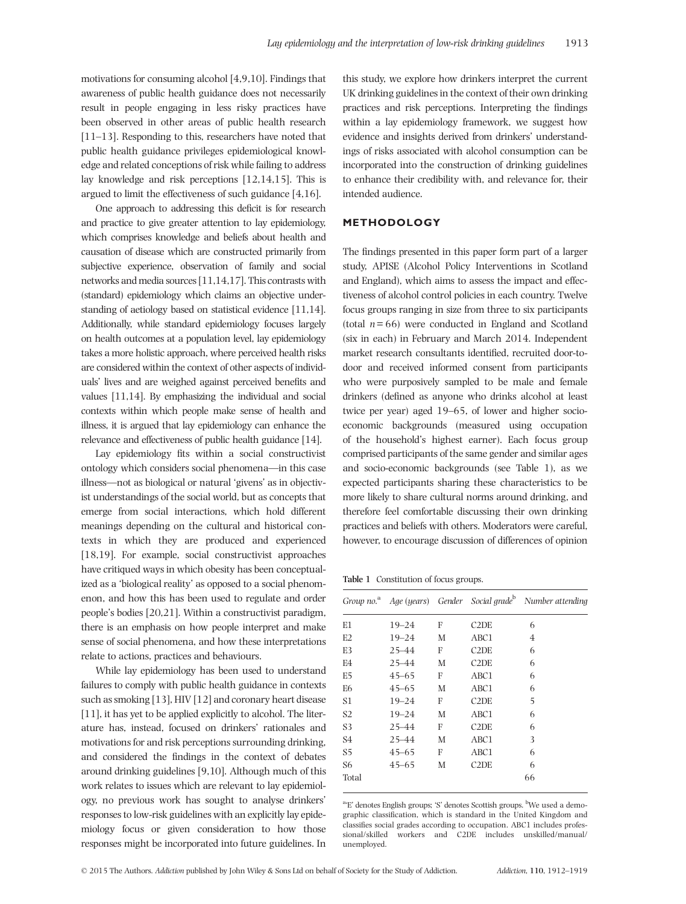motivations for consuming alcohol [4,9,10]. Findings that awareness of public health guidance does not necessarily result in people engaging in less risky practices have been observed in other areas of public health research [11–13]. Responding to this, researchers have noted that public health guidance privileges epidemiological knowledge and related conceptions of risk while failing to address lay knowledge and risk perceptions [12,14,15]. This is argued to limit the effectiveness of such guidance [4,16].

One approach to addressing this deficit is for research and practice to give greater attention to lay epidemiology, which comprises knowledge and beliefs about health and causation of disease which are constructed primarily from subjective experience, observation of family and social networks and media sources [11,14,17]. This contrasts with (standard) epidemiology which claims an objective understanding of aetiology based on statistical evidence [11,14]. Additionally, while standard epidemiology focuses largely on health outcomes at a population level, lay epidemiology takes a more holistic approach, where perceived health risks are considered within the context of other aspects of individuals' lives and are weighed against perceived benefits and values [11,14]. By emphasizing the individual and social contexts within which people make sense of health and illness, it is argued that lay epidemiology can enhance the relevance and effectiveness of public health guidance [14].

Lay epidemiology fits within a social constructivist ontology which considers social phenomena—in this case illness—not as biological or natural 'givens' as in objectivist understandings of the social world, but as concepts that emerge from social interactions, which hold different meanings depending on the cultural and historical contexts in which they are produced and experienced [18,19]. For example, social constructivist approaches have critiqued ways in which obesity has been conceptualized as a 'biological reality' as opposed to a social phenomenon, and how this has been used to regulate and order people's bodies [20,21]. Within a constructivist paradigm, there is an emphasis on how people interpret and make sense of social phenomena, and how these interpretations relate to actions, practices and behaviours.

While lay epidemiology has been used to understand failures to comply with public health guidance in contexts such as smoking [13], HIV [12] and coronary heart disease [11], it has yet to be applied explicitly to alcohol. The literature has, instead, focused on drinkers' rationales and motivations for and risk perceptions surrounding drinking, and considered the findings in the context of debates around drinking guidelines [9,10]. Although much of this work relates to issues which are relevant to lay epidemiology, no previous work has sought to analyse drinkers' responses to low-risk guidelines with an explicitly lay epidemiology focus or given consideration to how those responses might be incorporated into future guidelines. In this study, we explore how drinkers interpret the current UK drinking guidelines in the context of their own drinking practices and risk perceptions. Interpreting the findings within a lay epidemiology framework, we suggest how evidence and insights derived from drinkers' understandings of risks associated with alcohol consumption can be incorporated into the construction of drinking guidelines to enhance their credibility with, and relevance for, their intended audience.

## METHODOLOGY

The findings presented in this paper form part of a larger study, APISE (Alcohol Policy Interventions in Scotland and England), which aims to assess the impact and effectiveness of alcohol control policies in each country. Twelve focus groups ranging in size from three to six participants (total $n = 66$) were conducted in England and Scotland (six in each) in February and March 2014. Independent market research consultants identified, recruited door-to-door and received informed consent from participants who were purposively sampled to be male and female drinkers (defined as anyone who drinks alcohol at least twice per year) aged 19–65, of lower and higher socio-economic backgrounds (measured using occupation of the household's highest earner). Each focus group comprised participants of the same gender and similar ages and socio-economic backgrounds (see Table 1), as we expected participants sharing these characteristics to be more likely to share cultural norms around drinking, and therefore feel comfortable discussing their own drinking practices and beliefs with others. Moderators were careful, however, to encourage discussion of differences of opinion

**Table 1** Constitution of focus groups.

| *Group no.*[a] | *Age (years)* | *Gender* | *Social grade*[b] | *Number attending* |
|---|---|---|---|---|
| E1 | 19–24 | F | C2DE | 6 |
| E2 | 19–24 | M | ABC1 | 4 |
| E3 | 25–44 | F | C2DE | 6 |
| E4 | 25–44 | M | C2DE | 6 |
| E5 | 45–65 | F | ABC1 | 6 |
| E6 | 45–65 | M | ABC1 | 6 |
| S1 | 19–24 | F | C2DE | 5 |
| S2 | 19–24 | M | ABC1 | 6 |
| S3 | 25–44 | F | C2DE | 6 |
| S4 | 25–44 | M | ABC1 | 3 |
| S5 | 45–65 | F | ABC1 | 6 |
| S6 | 45–65 | M | C2DE | 6 |
| Total | | | | 66 |

[a]'E' denotes English groups; 'S' denotes Scottish groups. [b]We used a demographic classification, which is standard in the United Kingdom and classifies social grades according to occupation. ABC1 includes professional/skilled workers and C2DE includes unskilled/manual/unemployed.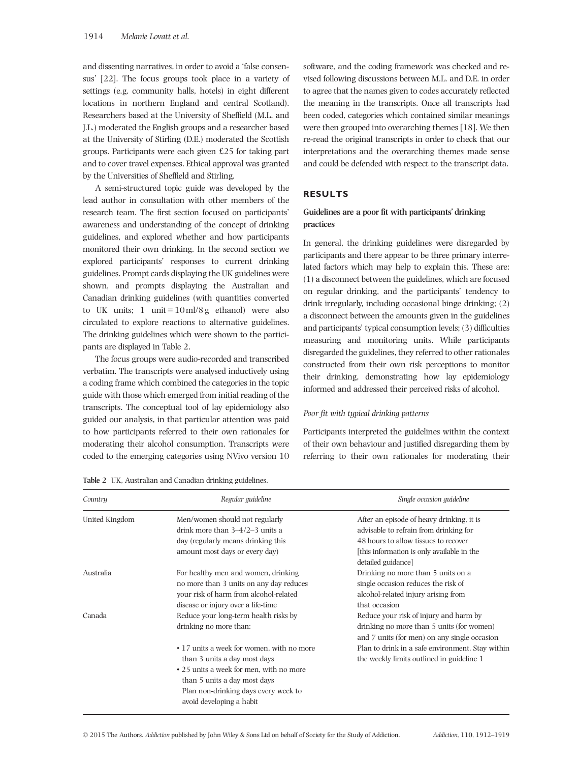and dissenting narratives, in order to avoid a 'false consensus' [22]. The focus groups took place in a variety of settings (e.g. community halls, hotels) in eight different locations in northern England and central Scotland). Researchers based at the University of Sheffield (M.L. and J.L.) moderated the English groups and a researcher based at the University of Stirling (D.E.) moderated the Scottish groups. Participants were each given £25 for taking part and to cover travel expenses. Ethical approval was granted by the Universities of Sheffield and Stirling.

A semi-structured topic guide was developed by the lead author in consultation with other members of the research team. The first section focused on participants' awareness and understanding of the concept of drinking guidelines, and explored whether and how participants monitored their own drinking. In the second section we explored participants' responses to current drinking guidelines. Prompt cards displaying the UK guidelines were shown, and prompts displaying the Australian and Canadian drinking guidelines (with quantities converted to UK units; 1 unit = 10 ml/8 g ethanol) were also circulated to explore reactions to alternative guidelines. The drinking guidelines which were shown to the participants are displayed in Table 2.

The focus groups were audio-recorded and transcribed verbatim. The transcripts were analysed inductively using a coding frame which combined the categories in the topic guide with those which emerged from initial reading of the transcripts. The conceptual tool of lay epidemiology also guided our analysis, in that particular attention was paid to how participants referred to their own rationales for moderating their alcohol consumption. Transcripts were coded to the emerging categories using NVivo version 10 software, and the coding framework was checked and revised following discussions between M.L. and D.E. in order to agree that the names given to codes accurately reflected the meaning in the transcripts. Once all transcripts had been coded, categories which contained similar meanings were then grouped into overarching themes [18]. We then re-read the original transcripts in order to check that our interpretations and the overarching themes made sense and could be defended with respect to the transcript data.

## RESULTS

### Guidelines are a poor fit with participants' drinking practices

In general, the drinking guidelines were disregarded by participants and there appear to be three primary interrelated factors which may help to explain this. These are: (1) a disconnect between the guidelines, which are focused on regular drinking, and the participants' tendency to drink irregularly, including occasional binge drinking; (2) a disconnect between the amounts given in the guidelines and participants' typical consumption levels; (3) difficulties measuring and monitoring units. While participants disregarded the guidelines, they referred to other rationales constructed from their own risk perceptions to monitor their drinking, demonstrating how lay epidemiology informed and addressed their perceived risks of alcohol.

#### *Poor fit with typical drinking patterns*

Participants interpreted the guidelines within the context of their own behaviour and justified disregarding them by referring to their own rationales for moderating their

**Table 2** UK, Australian and Canadian drinking guidelines.

| *Country* | *Regular guideline* | *Single occasion guideline* |
|---|---|---|
| United Kingdom | Men/women should not regularly drink more than 3–4/2–3 units a day (regularly means drinking this amount most days or every day) | After an episode of heavy drinking, it is advisable to refrain from drinking for 48 hours to allow tissues to recover [this information is only available in the detailed guidance] |
| Australia | For healthy men and women, drinking no more than 3 units on any day reduces your risk of harm from alcohol-related disease or injury over a life-time | Drinking no more than 5 units on a single occasion reduces the risk of alcohol-related injury arising from that occasion |
| Canada | Reduce your long-term health risks by drinking no more than: • 17 units a week for women, with no more than 3 units a day most days • 25 units a week for men, with no more than 5 units a day most days Plan non-drinking days every week to avoid developing a habit | Reduce your risk of injury and harm by drinking no more than 5 units (for women) and 7 units (for men) on any single occasion Plan to drink in a safe environment. Stay within the weekly limits outlined in guideline 1 |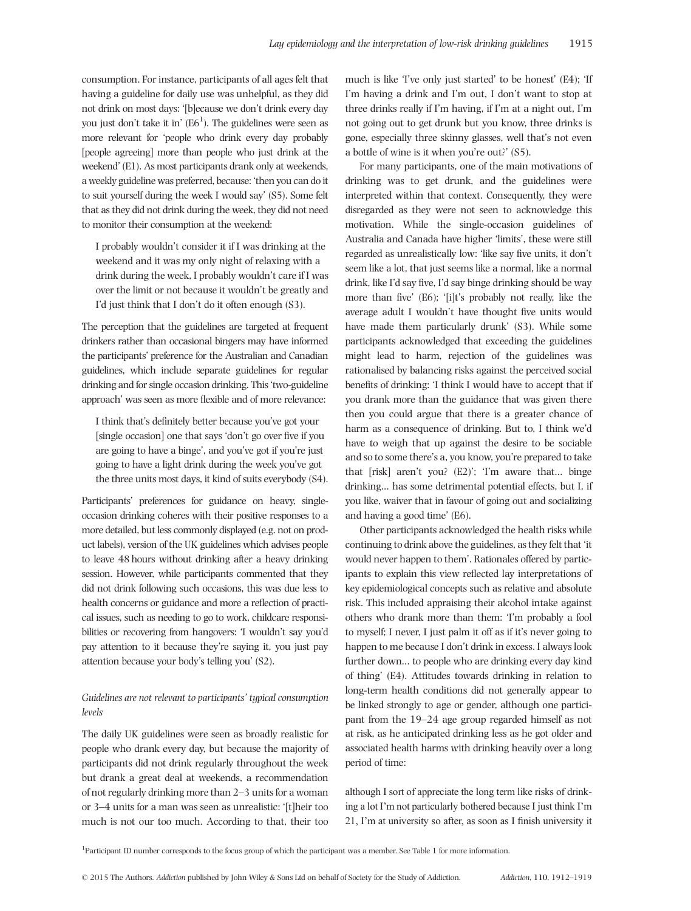consumption. For instance, participants of all ages felt that having a guideline for daily use was unhelpful, as they did not drink on most days: '[b]ecause we don't drink every day you just don't take it in' (E6[1]). The guidelines were seen as more relevant for 'people who drink every day probably [people agreeing] more than people who just drink at the weekend' (E1). As most participants drank only at weekends, a weekly guideline was preferred, because: 'then you can do it to suit yourself during the week I would say' (S5). Some felt that as they did not drink during the week, they did not need to monitor their consumption at the weekend:

> I probably wouldn't consider it if I was drinking at the weekend and it was my only night of relaxing with a drink during the week, I probably wouldn't care if I was over the limit or not because it wouldn't be greatly and I'd just think that I don't do it often enough (S3).

The perception that the guidelines are targeted at frequent drinkers rather than occasional bingers may have informed the participants' preference for the Australian and Canadian guidelines, which include separate guidelines for regular drinking and for single occasion drinking. This 'two-guideline approach' was seen as more flexible and of more relevance:

> I think that's definitely better because you've got your [single occasion] one that says 'don't go over five if you are going to have a binge', and you've got if you're just going to have a light drink during the week you've got the three units most days, it kind of suits everybody (S4).

Participants' preferences for guidance on heavy, single-occasion drinking coheres with their positive responses to a more detailed, but less commonly displayed (e.g. not on product labels), version of the UK guidelines which advises people to leave 48 hours without drinking after a heavy drinking session. However, while participants commented that they did not drink following such occasions, this was due less to health concerns or guidance and more a reflection of practical issues, such as needing to go to work, childcare responsibilities or recovering from hangovers: 'I wouldn't say you'd pay attention to it because they're saying it, you just pay attention because your body's telling you' (S2).

### *Guidelines are not relevant to participants' typical consumption levels*

The daily UK guidelines were seen as broadly realistic for people who drank every day, but because the majority of participants did not drink regularly throughout the week but drank a great deal at weekends, a recommendation of not regularly drinking more than 2–3 units for a woman or 3–4 units for a man was seen as unrealistic: '[t]heir too much is not our too much. According to that, their too much is like 'I've only just started' to be honest' (E4); 'If I'm having a drink and I'm out, I don't want to stop at three drinks really if I'm having, if I'm at a night out, I'm not going out to get drunk but you know, three drinks is gone, especially three skinny glasses, well that's not even a bottle of wine is it when you're out?' (S5).

For many participants, one of the main motivations of drinking was to get drunk, and the guidelines were interpreted within that context. Consequently, they were disregarded as they were not seen to acknowledge this motivation. While the single-occasion guidelines of Australia and Canada have higher 'limits', these were still regarded as unrealistically low: 'like say five units, it don't seem like a lot, that just seems like a normal, like a normal drink, like I'd say five, I'd say binge drinking should be way more than five' (E6); '[i]t's probably not really, like the average adult I wouldn't have thought five units would have made them particularly drunk' (S3). While some participants acknowledged that exceeding the guidelines might lead to harm, rejection of the guidelines was rationalised by balancing risks against the perceived social benefits of drinking: 'I think I would have to accept that if you drank more than the guidance that was given there then you could argue that there is a greater chance of harm as a consequence of drinking. But to, I think we'd have to weigh that up against the desire to be sociable and so to some there's a, you know, you're prepared to take that [risk] aren't you? (E2)'; 'I'm aware that... binge drinking... has some detrimental potential effects, but I, if you like, waiver that in favour of going out and socializing and having a good time' (E6).

Other participants acknowledged the health risks while continuing to drink above the guidelines, as they felt that 'it would never happen to them'. Rationales offered by participants to explain this view reflected lay interpretations of key epidemiological concepts such as relative and absolute risk. This included appraising their alcohol intake against others who drank more than them: 'I'm probably a fool to myself; I never, I just palm it off as if it's never going to happen to me because I don't drink in excess. I always look further down... to people who are drinking every day kind of thing' (E4). Attitudes towards drinking in relation to long-term health conditions did not generally appear to be linked strongly to age or gender, although one participant from the 19–24 age group regarded himself as not at risk, as he anticipated drinking less as he got older and associated health harms with drinking heavily over a long period of time:

> although I sort of appreciate the long term like risks of drinking a lot I'm not particularly bothered because I just think I'm 21, I'm at university so after, as soon as I finish university it

[1]Participant ID number corresponds to the focus group of which the participant was a member. See Table 1 for more information.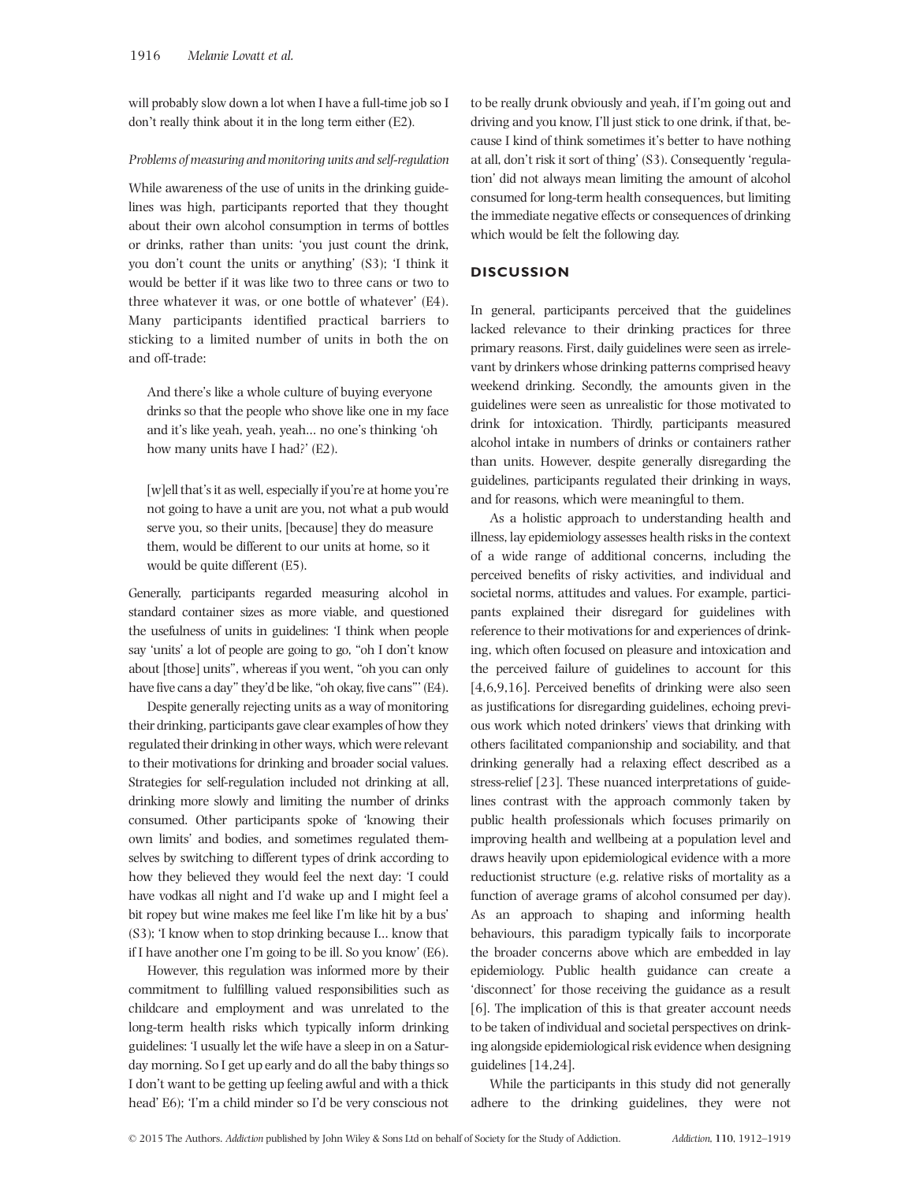will probably slow down a lot when I have a full-time job so I don't really think about it in the long term either (E2).

*Problems of measuring and monitoring units and self-regulation*

While awareness of the use of units in the drinking guidelines was high, participants reported that they thought about their own alcohol consumption in terms of bottles or drinks, rather than units: 'you just count the drink, you don't count the units or anything' (S3); 'I think it would be better if it was like two to three cans or two to three whatever it was, or one bottle of whatever' (E4). Many participants identified practical barriers to sticking to a limited number of units in both the on and off-trade:

> And there's like a whole culture of buying everyone drinks so that the people who shove like one in my face and it's like yeah, yeah, yeah... no one's thinking 'oh how many units have I had?' (E2).

> [w]ell that's it as well, especially if you're at home you're not going to have a unit are you, not what a pub would serve you, so their units, [because] they do measure them, would be different to our units at home, so it would be quite different (E5).

Generally, participants regarded measuring alcohol in standard container sizes as more viable, and questioned the usefulness of units in guidelines: 'I think when people say 'units' a lot of people are going to go, "oh I don't know about [those] units", whereas if you went, "oh you can only have five cans a day" they'd be like, "oh okay, five cans"' (E4).

Despite generally rejecting units as a way of monitoring their drinking, participants gave clear examples of how they regulated their drinking in other ways, which were relevant to their motivations for drinking and broader social values. Strategies for self-regulation included not drinking at all, drinking more slowly and limiting the number of drinks consumed. Other participants spoke of 'knowing their own limits' and bodies, and sometimes regulated themselves by switching to different types of drink according to how they believed they would feel the next day: 'I could have vodkas all night and I'd wake up and I might feel a bit ropey but wine makes me feel like I'm like hit by a bus' (S3); 'I know when to stop drinking because I... know that if I have another one I'm going to be ill. So you know' (E6).

However, this regulation was informed more by their commitment to fulfilling valued responsibilities such as childcare and employment and was unrelated to the long-term health risks which typically inform drinking guidelines: 'I usually let the wife have a sleep in on a Saturday morning. So I get up early and do all the baby things so I don't want to be getting up feeling awful and with a thick head' E6); 'I'm a child minder so I'd be very conscious not to be really drunk obviously and yeah, if I'm going out and driving and you know, I'll just stick to one drink, if that, because I kind of think sometimes it's better to have nothing at all, don't risk it sort of thing' (S3). Consequently 'regulation' did not always mean limiting the amount of alcohol consumed for long-term health consequences, but limiting the immediate negative effects or consequences of drinking which would be felt the following day.

## DISCUSSION

In general, participants perceived that the guidelines lacked relevance to their drinking practices for three primary reasons. First, daily guidelines were seen as irrelevant by drinkers whose drinking patterns comprised heavy weekend drinking. Secondly, the amounts given in the guidelines were seen as unrealistic for those motivated to drink for intoxication. Thirdly, participants measured alcohol intake in numbers of drinks or containers rather than units. However, despite generally disregarding the guidelines, participants regulated their drinking in ways, and for reasons, which were meaningful to them.

As a holistic approach to understanding health and illness, lay epidemiology assesses health risks in the context of a wide range of additional concerns, including the perceived benefits of risky activities, and individual and societal norms, attitudes and values. For example, participants explained their disregard for guidelines with reference to their motivations for and experiences of drinking, which often focused on pleasure and intoxication and the perceived failure of guidelines to account for this [4,6,9,16]. Perceived benefits of drinking were also seen as justifications for disregarding guidelines, echoing previous work which noted drinkers' views that drinking with others facilitated companionship and sociability, and that drinking generally had a relaxing effect described as a stress-relief [23]. These nuanced interpretations of guidelines contrast with the approach commonly taken by public health professionals which focuses primarily on improving health and wellbeing at a population level and draws heavily upon epidemiological evidence with a more reductionist structure (e.g. relative risks of mortality as a function of average grams of alcohol consumed per day). As an approach to shaping and informing health behaviours, this paradigm typically fails to incorporate the broader concerns above which are embedded in lay epidemiology. Public health guidance can create a 'disconnect' for those receiving the guidance as a result [6]. The implication of this is that greater account needs to be taken of individual and societal perspectives on drinking alongside epidemiological risk evidence when designing guidelines [14,24].

While the participants in this study did not generally adhere to the drinking guidelines, they were not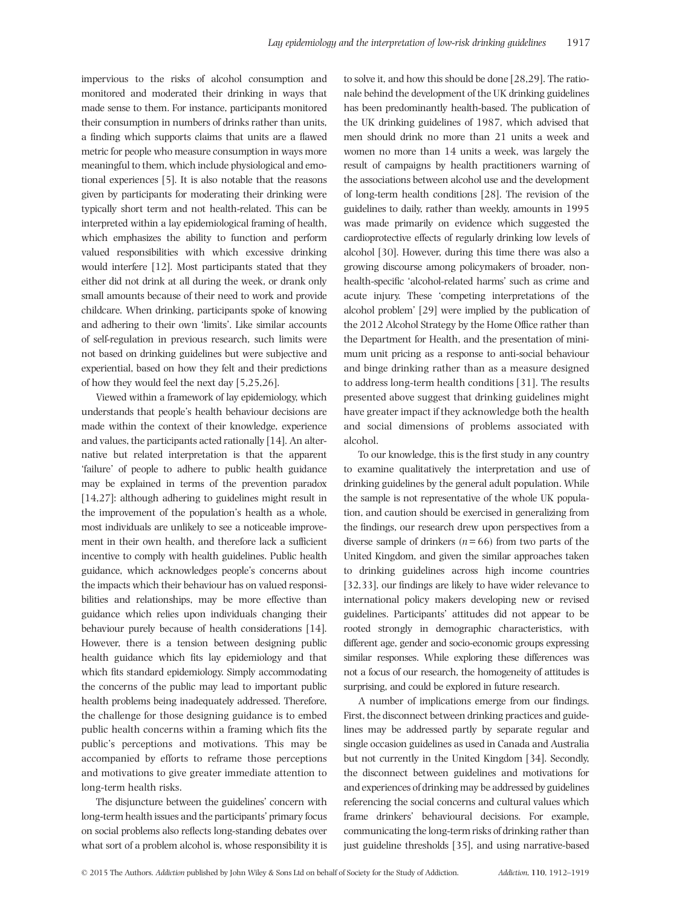impervious to the risks of alcohol consumption and monitored and moderated their drinking in ways that made sense to them. For instance, participants monitored their consumption in numbers of drinks rather than units, a finding which supports claims that units are a flawed metric for people who measure consumption in ways more meaningful to them, which include physiological and emotional experiences [5]. It is also notable that the reasons given by participants for moderating their drinking were typically short term and not health-related. This can be interpreted within a lay epidemiological framing of health, which emphasizes the ability to function and perform valued responsibilities with which excessive drinking would interfere [12]. Most participants stated that they either did not drink at all during the week, or drank only small amounts because of their need to work and provide childcare. When drinking, participants spoke of knowing and adhering to their own 'limits'. Like similar accounts of self-regulation in previous research, such limits were not based on drinking guidelines but were subjective and experiential, based on how they felt and their predictions of how they would feel the next day [5,25,26].

Viewed within a framework of lay epidemiology, which understands that people's health behaviour decisions are made within the context of their knowledge, experience and values, the participants acted rationally [14]. An alternative but related interpretation is that the apparent 'failure' of people to adhere to public health guidance may be explained in terms of the prevention paradox [14,27]: although adhering to guidelines might result in the improvement of the population's health as a whole, most individuals are unlikely to see a noticeable improvement in their own health, and therefore lack a sufficient incentive to comply with health guidelines. Public health guidance, which acknowledges people's concerns about the impacts which their behaviour has on valued responsibilities and relationships, may be more effective than guidance which relies upon individuals changing their behaviour purely because of health considerations [14]. However, there is a tension between designing public health guidance which fits lay epidemiology and that which fits standard epidemiology. Simply accommodating the concerns of the public may lead to important public health problems being inadequately addressed. Therefore, the challenge for those designing guidance is to embed public health concerns within a framing which fits the public's perceptions and motivations. This may be accompanied by efforts to reframe those perceptions and motivations to give greater immediate attention to long-term health risks.

The disjuncture between the guidelines' concern with long-term health issues and the participants' primary focus on social problems also reflects long-standing debates over what sort of a problem alcohol is, whose responsibility it is to solve it, and how this should be done [28,29]. The rationale behind the development of the UK drinking guidelines has been predominantly health-based. The publication of the UK drinking guidelines of 1987, which advised that men should drink no more than 21 units a week and women no more than 14 units a week, was largely the result of campaigns by health practitioners warning of the associations between alcohol use and the development of long-term health conditions [28]. The revision of the guidelines to daily, rather than weekly, amounts in 1995 was made primarily on evidence which suggested the cardioprotective effects of regularly drinking low levels of alcohol [30]. However, during this time there was also a growing discourse among policymakers of broader, non-health-specific 'alcohol-related harms' such as crime and acute injury. These 'competing interpretations of the alcohol problem' [29] were implied by the publication of the 2012 Alcohol Strategy by the Home Office rather than the Department for Health, and the presentation of minimum unit pricing as a response to anti-social behaviour and binge drinking rather than as a measure designed to address long-term health conditions [31]. The results presented above suggest that drinking guidelines might have greater impact if they acknowledge both the health and social dimensions of problems associated with alcohol.

To our knowledge, this is the first study in any country to examine qualitatively the interpretation and use of drinking guidelines by the general adult population. While the sample is not representative of the whole UK population, and caution should be exercised in generalizing from the findings, our research drew upon perspectives from a diverse sample of drinkers ($n = 66$) from two parts of the United Kingdom, and given the similar approaches taken to drinking guidelines across high income countries [32,33], our findings are likely to have wider relevance to international policy makers developing new or revised guidelines. Participants' attitudes did not appear to be rooted strongly in demographic characteristics, with different age, gender and socio-economic groups expressing similar responses. While exploring these differences was not a focus of our research, the homogeneity of attitudes is surprising, and could be explored in future research.

A number of implications emerge from our findings. First, the disconnect between drinking practices and guidelines may be addressed partly by separate regular and single occasion guidelines as used in Canada and Australia but not currently in the United Kingdom [34]. Secondly, the disconnect between guidelines and motivations for and experiences of drinking may be addressed by guidelines referencing the social concerns and cultural values which frame drinkers' behavioural decisions. For example, communicating the long-term risks of drinking rather than just guideline thresholds [35], and using narrative-based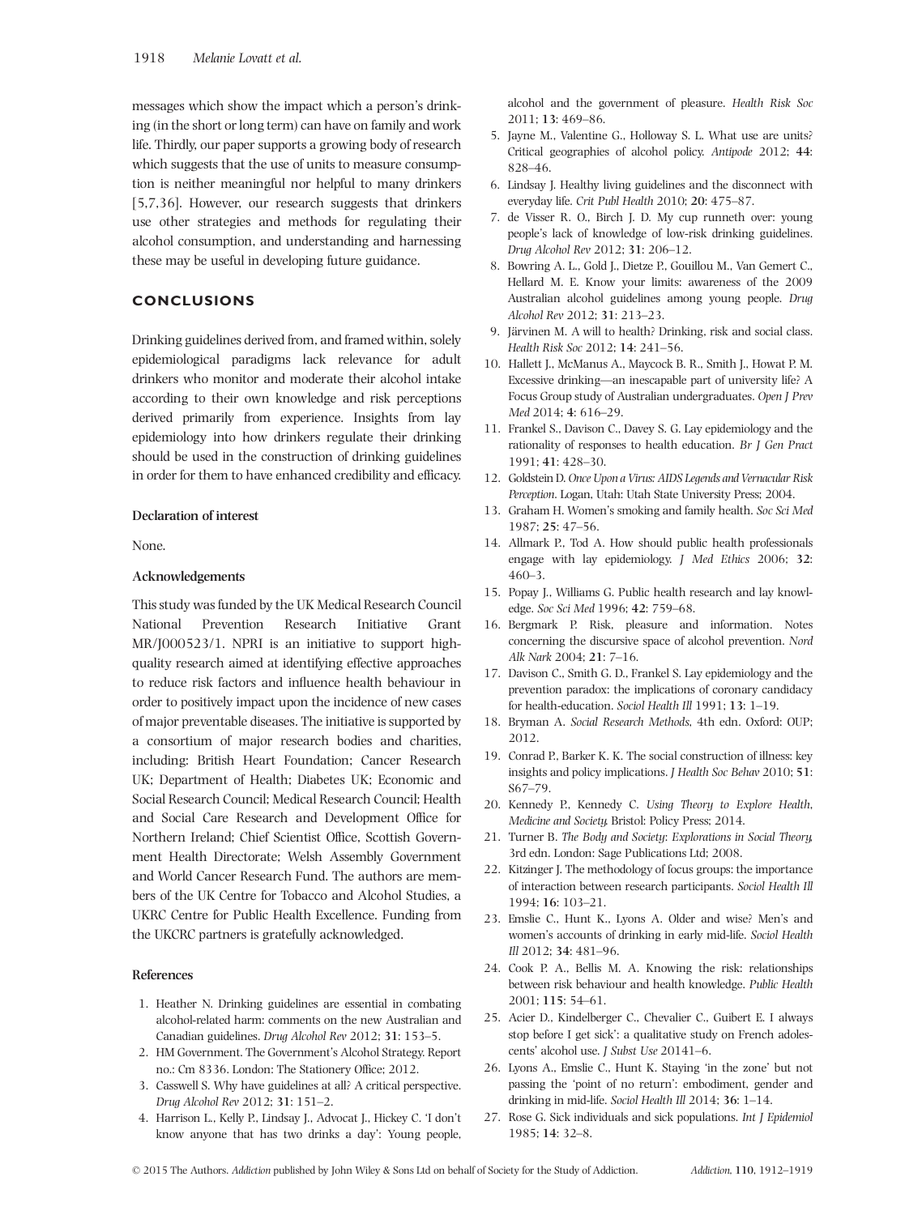messages which show the impact which a person's drinking (in the short or long term) can have on family and work life. Thirdly, our paper supports a growing body of research which suggests that the use of units to measure consumption is neither meaningful nor helpful to many drinkers [5,7,36]. However, our research suggests that drinkers use other strategies and methods for regulating their alcohol consumption, and understanding and harnessing these may be useful in developing future guidance.

## CONCLUSIONS

Drinking guidelines derived from, and framed within, solely epidemiological paradigms lack relevance for adult drinkers who monitor and moderate their alcohol intake according to their own knowledge and risk perceptions derived primarily from experience. Insights from lay epidemiology into how drinkers regulate their drinking should be used in the construction of drinking guidelines in order for them to have enhanced credibility and efficacy.

### Declaration of interest

None.

### Acknowledgements

This study was funded by the UK Medical Research Council National Prevention Research Initiative Grant MR/J000523/1. NPRI is an initiative to support high-quality research aimed at identifying effective approaches to reduce risk factors and influence health behaviour in order to positively impact upon the incidence of new cases of major preventable diseases. The initiative is supported by a consortium of major research bodies and charities, including: British Heart Foundation; Cancer Research UK; Department of Health; Diabetes UK; Economic and Social Research Council; Medical Research Council; Health and Social Care Research and Development Office for Northern Ireland; Chief Scientist Office, Scottish Government Health Directorate; Welsh Assembly Government and World Cancer Research Fund. The authors are members of the UK Centre for Tobacco and Alcohol Studies, a UKRC Centre for Public Health Excellence. Funding from the UKCRC partners is gratefully acknowledged.

### References

1. Heather N. Drinking guidelines are essential in combating alcohol-related harm: comments on the new Australian and Canadian guidelines. *Drug Alcohol Rev* 2012; **31**: 153–5.
2. HM Government. The Government's Alcohol Strategy. Report no.: Cm 8336. London: The Stationery Office; 2012.
3. Casswell S. Why have guidelines at all? A critical perspective. *Drug Alcohol Rev* 2012; **31**: 151–2.
4. Harrison L., Kelly P., Lindsay J., Advocat J., Hickey C. 'I don't know anyone that has two drinks a day': Young people, alcohol and the government of pleasure. *Health Risk Soc* 2011; **13**: 469–86.
5. Jayne M., Valentine G., Holloway S. L. What use are units? Critical geographies of alcohol policy. *Antipode* 2012; **44**: 828–46.
6. Lindsay J. Healthy living guidelines and the disconnect with everyday life. *Crit Publ Health* 2010; **20**: 475–87.
7. de Visser R. O., Birch J. D. My cup runneth over: young people's lack of knowledge of low-risk drinking guidelines. *Drug Alcohol Rev* 2012; **31**: 206–12.
8. Bowring A. L., Gold J., Dietze P., Gouillou M., Van Gemert C., Hellard M. E. Know your limits: awareness of the 2009 Australian alcohol guidelines among young people. *Drug Alcohol Rev* 2012; **31**: 213–23.
9. Järvinen M. A will to health? Drinking, risk and social class. *Health Risk Soc* 2012; **14**: 241–56.
10. Hallett J., McManus A., Maycock B. R., Smith J., Howat P. M. Excessive drinking—an inescapable part of university life? A Focus Group study of Australian undergraduates. *Open J Prev Med* 2014; **4**: 616–29.
11. Frankel S., Davison C., Davey S. G. Lay epidemiology and the rationality of responses to health education. *Br J Gen Pract* 1991; **41**: 428–30.
12. Goldstein D. *Once Upon a Virus: AIDS Legends and Vernacular Risk Perception*. Logan, Utah: Utah State University Press; 2004.
13. Graham H. Women's smoking and family health. *Soc Sci Med* 1987; **25**: 47–56.
14. Allmark P., Tod A. How should public health professionals engage with lay epidemiology. *J Med Ethics* 2006; **32**: 460–3.
15. Popay J., Williams G. Public health research and lay knowledge. *Soc Sci Med* 1996; **42**: 759–68.
16. Bergmark P. Risk, pleasure and information. Notes concerning the discursive space of alcohol prevention. *Nord Alk Nark* 2004; **21**: 7–16.
17. Davison C., Smith G. D., Frankel S. Lay epidemiology and the prevention paradox: the implications of coronary candidacy for health-education. *Sociol Health Ill* 1991; **13**: 1–19.
18. Bryman A. *Social Research Methods*, 4th edn. Oxford: OUP; 2012.
19. Conrad P., Barker K. K. The social construction of illness: key insights and policy implications. *J Health Soc Behav* 2010; **51**: S67–79.
20. Kennedy P., Kennedy C. *Using Theory to Explore Health, Medicine and Society*. Bristol: Policy Press; 2014.
21. Turner B. *The Body and Society: Explorations in Social Theory*, 3rd edn. London: Sage Publications Ltd; 2008.
22. Kitzinger J. The methodology of focus groups: the importance of interaction between research participants. *Sociol Health Ill* 1994; **16**: 103–21.
23. Emslie C., Hunt K., Lyons A. Older and wiser? Men's and women's accounts of drinking in early mid-life. *Sociol Health Ill* 2012; **34**: 481–96.
24. Cook P. A., Bellis M. A. Knowing the risk: relationships between risk behaviour and health knowledge. *Public Health* 2001; **115**: 54–61.
25. Acier D., Kindelberger C., Chevalier C., Guibert E. I always stop before I get sick': a qualitative study on French adolescents' alcohol use. *J Subst Use* 20141–6.
26. Lyons A., Emslie C., Hunt K. Staying 'in the zone' but not passing the 'point of no return': embodiment, gender and drinking in mid-life. *Sociol Health Ill* 2014; **36**: 1–14.
27. Rose G. Sick individuals and sick populations. *Int J Epidemiol* 1985; **14**: 32–8.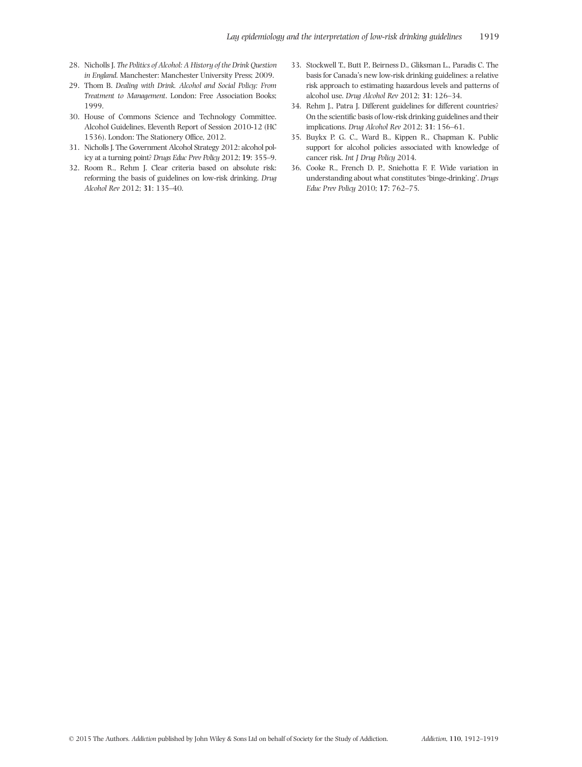28. Nicholls J. *The Politics of Alcohol: A History of the Drink Question in England*. Manchester: Manchester University Press; 2009.
29. Thom B. *Dealing with Drink. Alcohol and Social Policy: From Treatment to Management*. London: Free Association Books; 1999.
30. House of Commons Science and Technology Committee. Alcohol Guidelines, Eleventh Report of Session 2010-12 (HC 1536). London: The Stationery Office, 2012.
31. Nicholls J. The Government Alcohol Strategy 2012: alcohol policy at a turning point? *Drugs Educ Prev Policy* 2012; **19**: 355–9.
32. Room R., Rehm J. Clear criteria based on absolute risk: reforming the basis of guidelines on low-risk drinking. *Drug Alcohol Rev* 2012; **31**: 135–40.
33. Stockwell T., Butt P., Beirness D., Gliksman L., Paradis C. The basis for Canada's new low-risk drinking guidelines: a relative risk approach to estimating hazardous levels and patterns of alcohol use. *Drug Alcohol Rev* 2012; **31**: 126–34.
34. Rehm J., Patra J. Different guidelines for different countries? On the scientific basis of low-risk drinking guidelines and their implications. *Drug Alcohol Rev* 2012; **31**: 156–61.
35. Buykx P. G. C., Ward B., Kippen R., Chapman K. Public support for alcohol policies associated with knowledge of cancer risk. *Int J Drug Policy* 2014.
36. Cooke R., French D. P., Sniehotta F. F. Wide variation in understanding about what constitutes 'binge-drinking'. *Drugs Educ Prev Policy* 2010; **17**: 762–75.